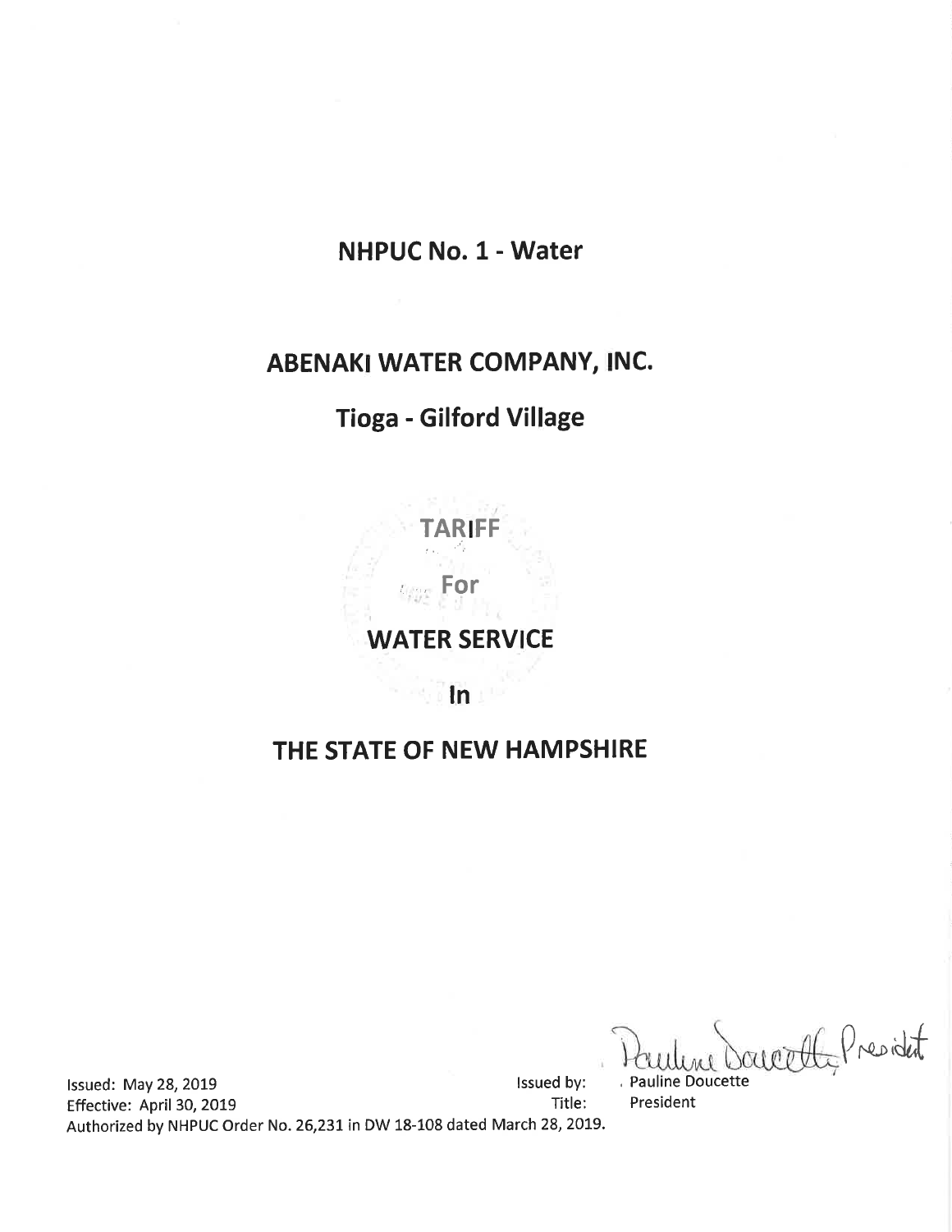# NHPUC No. 1 - Water

# ABENAKI WATER COMPANY, INC.

## Tioga - Gilford Village

## TARIFF

## For

## WATER SERVICE

## In

## THE STATE OF NEW HAMPSHIRE

Pauline Doucette, President

Issued: May 28, 2019 — Issued by: Pauline Doucette
Effective: April 30, 2019 — Title: President
Authorized by NHPUC Order No. 26,231 in DW 18-108 dated March 28, 2019.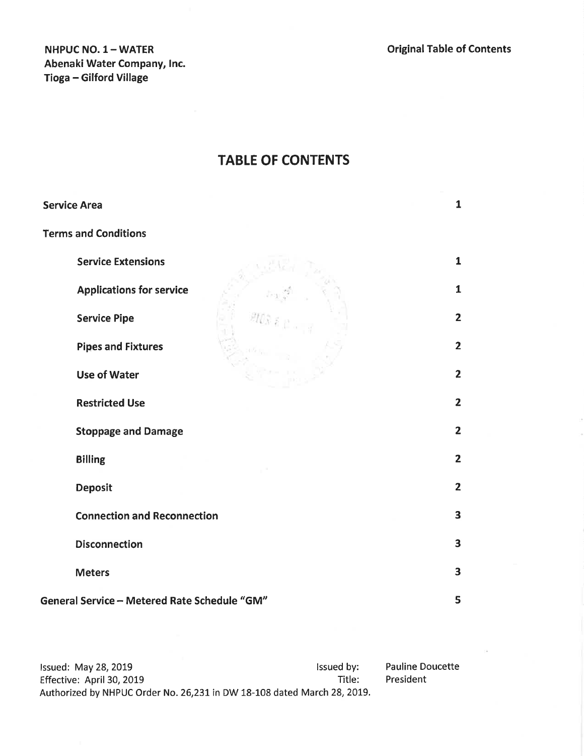NHPUC NO. 1 – WATER
Abenaki Water Company, Inc.
Tioga – Gilford Village

Original Table of Contents

# TABLE OF CONTENTS

| Section | Page |
|---|---|
| **Service Area** | 1 |
| **Terms and Conditions** | |
| Service Extensions | 1 |
| Applications for service | 1 |
| Service Pipe | 2 |
| Pipes and Fixtures | 2 |
| Use of Water | 2 |
| Restricted Use | 2 |
| Stoppage and Damage | 2 |
| Billing | 2 |
| Deposit | 2 |
| Connection and Reconnection | 3 |
| Disconnection | 3 |
| Meters | 3 |
| **General Service – Metered Rate Schedule "GM"** | 5 |

Issued: May 28, 2019
Effective: April 30, 2019
Issued by: Pauline Doucette
Title: President
Authorized by NHPUC Order No. 26,231 in DW 18-108 dated March 28, 2019.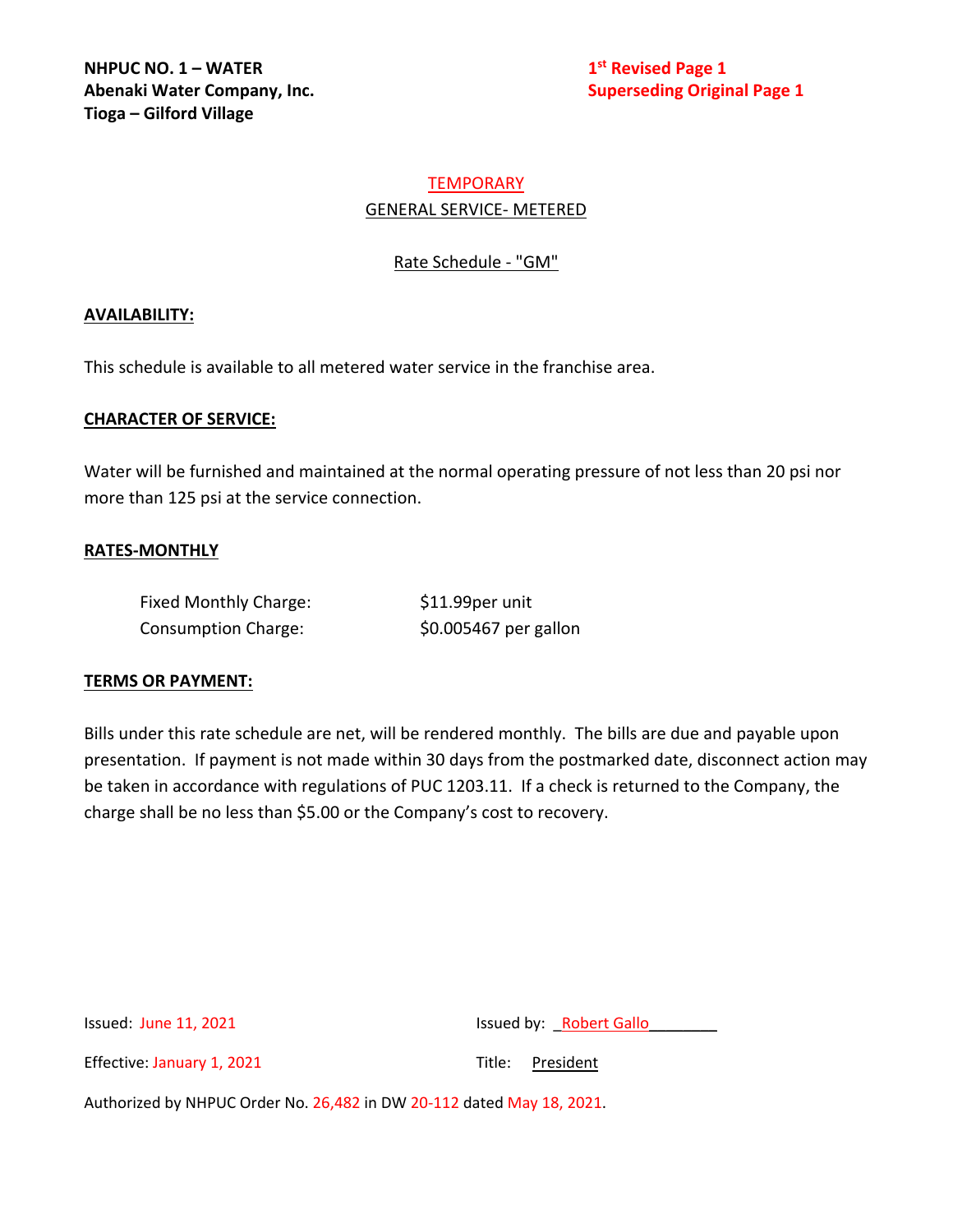**NHPUC NO. 1 – WATER**
**Abenaki Water Company, Inc.**
**Tioga – Gilford Village**

**1st Revised Page 1**
**Superseding Original Page 1**

TEMPORARY

GENERAL SERVICE- METERED

Rate Schedule - "GM"

**AVAILABILITY:**

This schedule is available to all metered water service in the franchise area.

**CHARACTER OF SERVICE:**

Water will be furnished and maintained at the normal operating pressure of not less than 20 psi nor more than 125 psi at the service connection.

**RATES-MONTHLY**

| | |
|---|---|
| Fixed Monthly Charge: | $11.99per unit |
| Consumption Charge: | $0.005467 per gallon |

**TERMS OR PAYMENT:**

Bills under this rate schedule are net, will be rendered monthly. The bills are due and payable upon presentation. If payment is not made within 30 days from the postmarked date, disconnect action may be taken in accordance with regulations of PUC 1203.11. If a check is returned to the Company, the charge shall be no less than $5.00 or the Company's cost to recovery.

Issued: June 11, 2021

Issued by: Robert Gallo

Effective: January 1, 2021

Title: President

Authorized by NHPUC Order No. 26,482 in DW 20-112 dated May 18, 2021.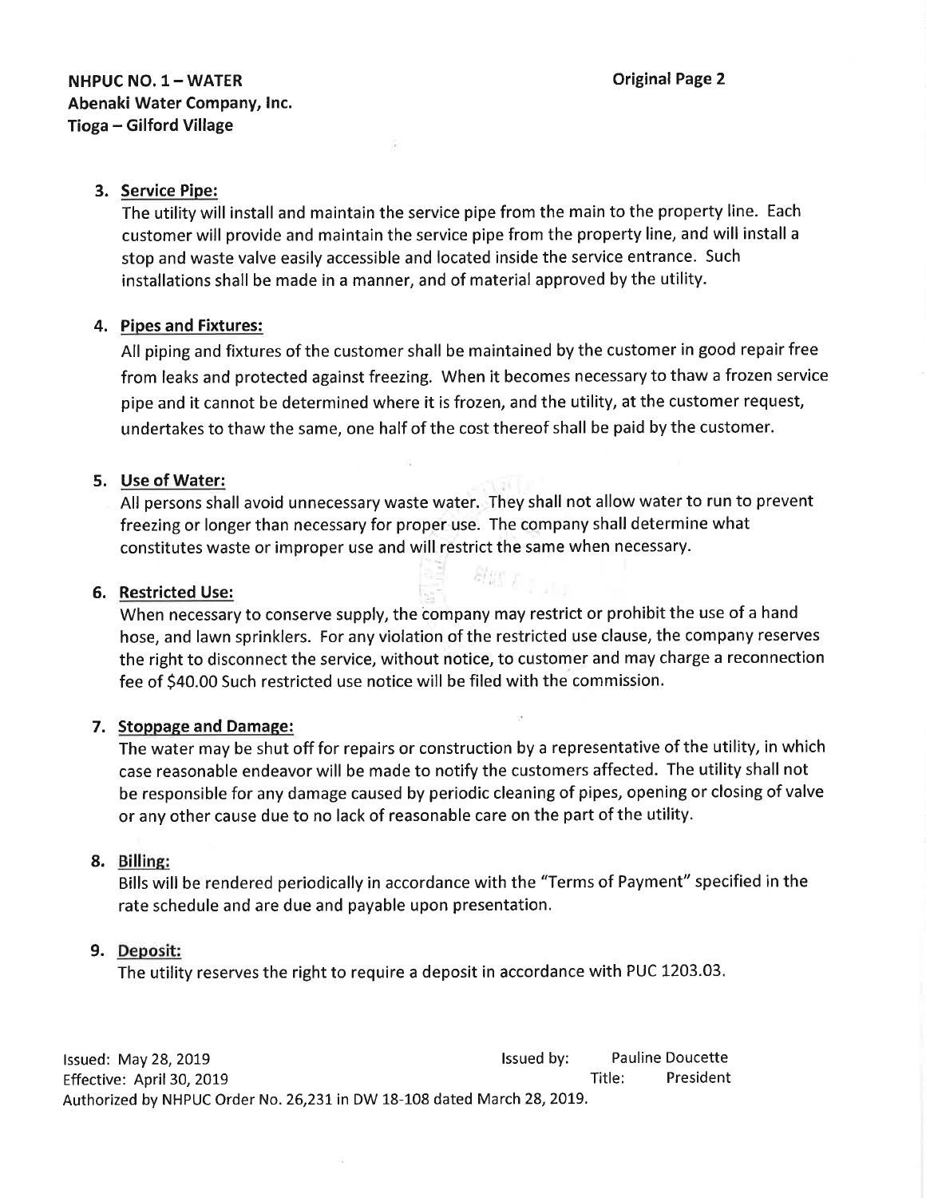3. **Service Pipe:**
   The utility will install and maintain the service pipe from the main to the property line. Each customer will provide and maintain the service pipe from the property line, and will install a stop and waste valve easily accessible and located inside the service entrance. Such installations shall be made in a manner, and of material approved by the utility.

4. **Pipes and Fixtures:**
   All piping and fixtures of the customer shall be maintained by the customer in good repair free from leaks and protected against freezing. When it becomes necessary to thaw a frozen service pipe and it cannot be determined where it is frozen, and the utility, at the customer request, undertakes to thaw the same, one half of the cost thereof shall be paid by the customer.

5. **Use of Water:**
   All persons shall avoid unnecessary waste water. They shall not allow water to run to prevent freezing or longer than necessary for proper use. The company shall determine what constitutes waste or improper use and will restrict the same when necessary.

6. **Restricted Use:**
   When necessary to conserve supply, the company may restrict or prohibit the use of a hand hose, and lawn sprinklers. For any violation of the restricted use clause, the company reserves the right to disconnect the service, without notice, to customer and may charge a reconnection fee of $40.00 Such restricted use notice will be filed with the commission.

7. **Stoppage and Damage:**
   The water may be shut off for repairs or construction by a representative of the utility, in which case reasonable endeavor will be made to notify the customers affected. The utility shall not be responsible for any damage caused by periodic cleaning of pipes, opening or closing of valve or any other cause due to no lack of reasonable care on the part of the utility.

8. **Billing:**
   Bills will be rendered periodically in accordance with the "Terms of Payment" specified in the rate schedule and are due and payable upon presentation.

9. **Deposit:**
   The utility reserves the right to require a deposit in accordance with PUC 1203.03.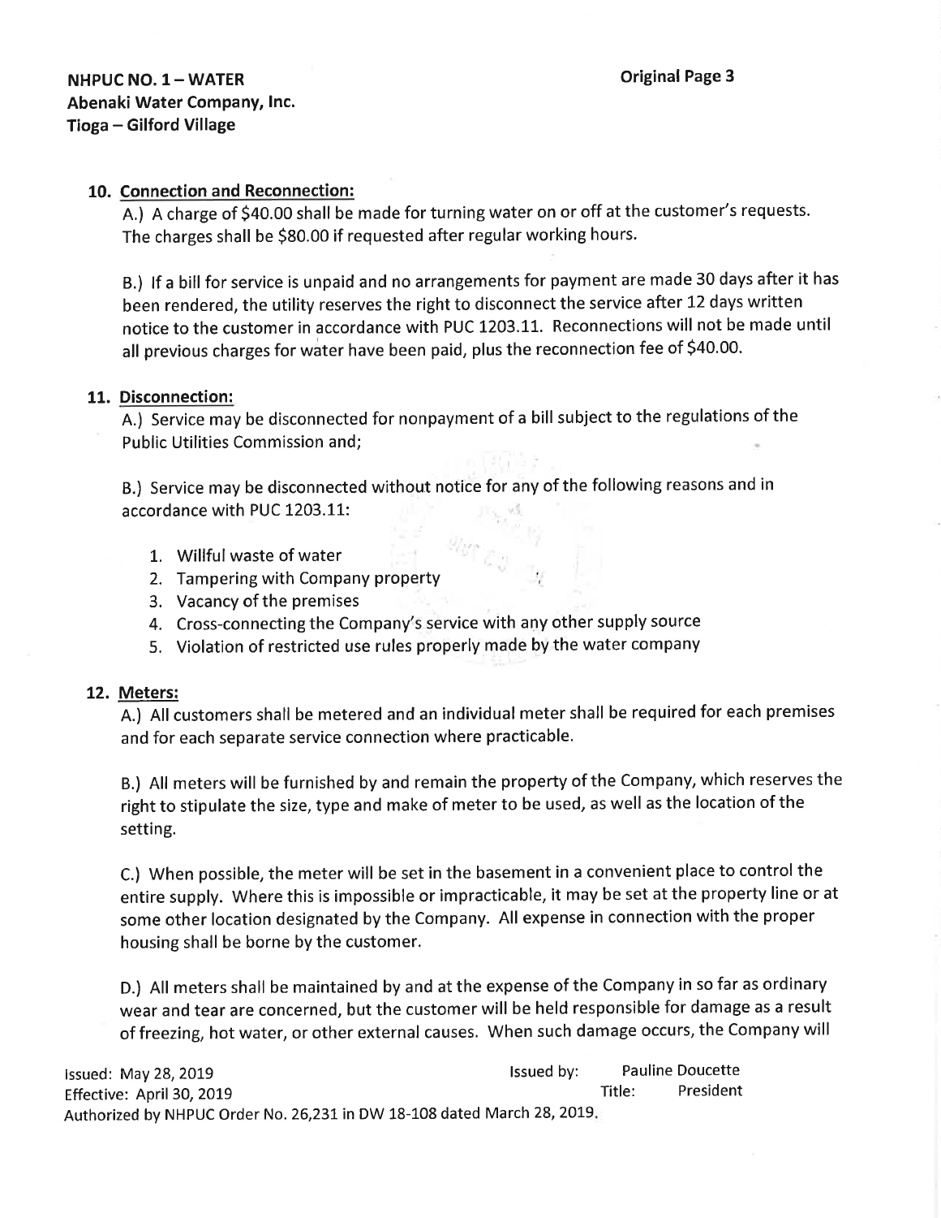**NHPUC NO. 1 – WATER**
**Abenaki Water Company, Inc.**
**Tioga – Gilford Village**

**Original Page 3**

**10. Connection and Reconnection:**

A.) A charge of $40.00 shall be made for turning water on or off at the customer's requests. The charges shall be $80.00 if requested after regular working hours.

B.) If a bill for service is unpaid and no arrangements for payment are made 30 days after it has been rendered, the utility reserves the right to disconnect the service after 12 days written notice to the customer in accordance with PUC 1203.11. Reconnections will not be made until all previous charges for water have been paid, plus the reconnection fee of $40.00.

**11. Disconnection:**

A.) Service may be disconnected for nonpayment of a bill subject to the regulations of the Public Utilities Commission and;

B.) Service may be disconnected without notice for any of the following reasons and in accordance with PUC 1203.11:

1. Willful waste of water
2. Tampering with Company property
3. Vacancy of the premises
4. Cross-connecting the Company's service with any other supply source
5. Violation of restricted use rules properly made by the water company

**12. Meters:**

A.) All customers shall be metered and an individual meter shall be required for each premises and for each separate service connection where practicable.

B.) All meters will be furnished by and remain the property of the Company, which reserves the right to stipulate the size, type and make of meter to be used, as well as the location of the setting.

C.) When possible, the meter will be set in the basement in a convenient place to control the entire supply. Where this is impossible or impracticable, it may be set at the property line or at some other location designated by the Company. All expense in connection with the proper housing shall be borne by the customer.

D.) All meters shall be maintained by and at the expense of the Company in so far as ordinary wear and tear are concerned, but the customer will be held responsible for damage as a result of freezing, hot water, or other external causes. When such damage occurs, the Company will

Issued: May 28, 2019 | Issued by: Pauline Doucette
Effective: April 30, 2019 | Title: President
Authorized by NHPUC Order No. 26,231 in DW 18-108 dated March 28, 2019.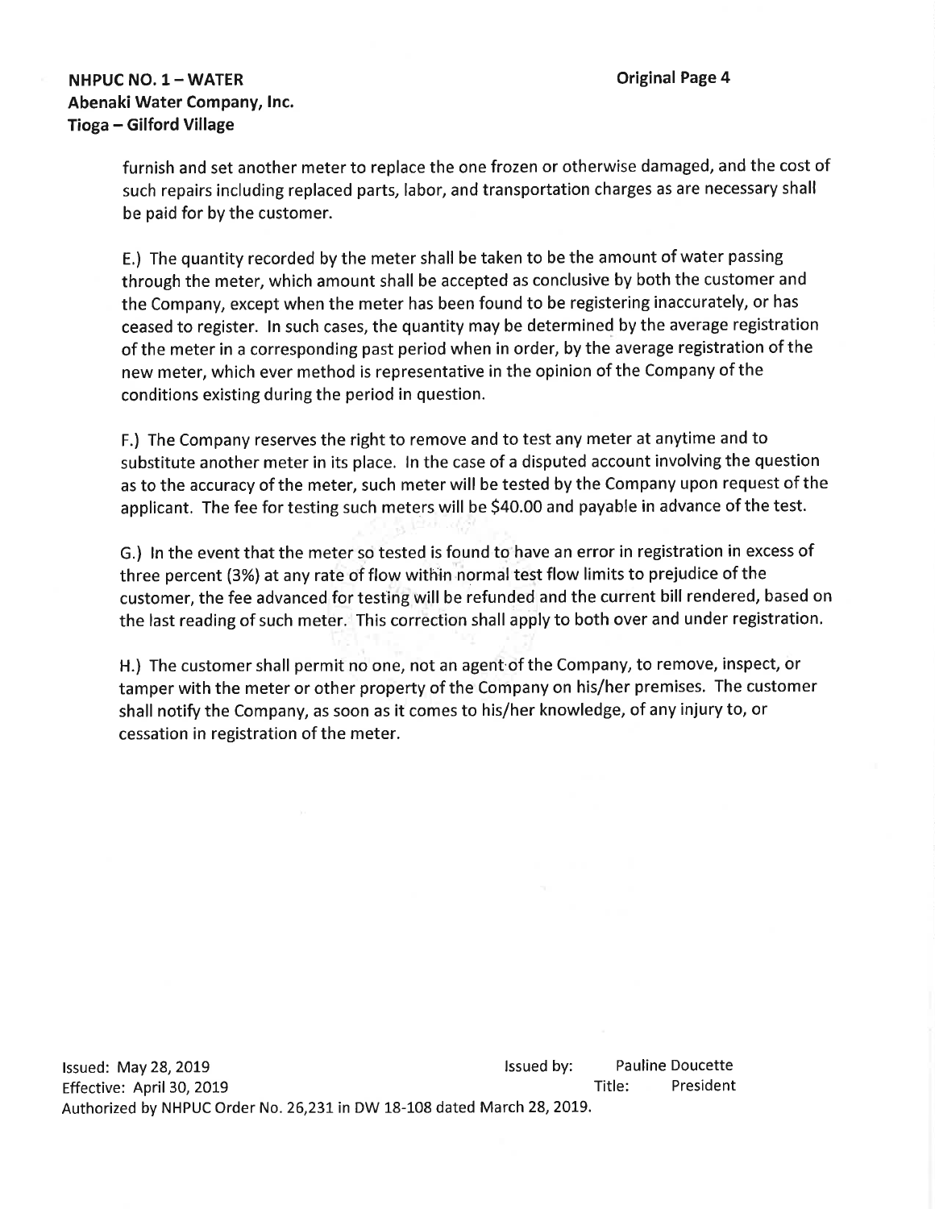furnish and set another meter to replace the one frozen or otherwise damaged, and the cost of such repairs including replaced parts, labor, and transportation charges as are necessary shall be paid for by the customer.

E.) The quantity recorded by the meter shall be taken to be the amount of water passing through the meter, which amount shall be accepted as conclusive by both the customer and the Company, except when the meter has been found to be registering inaccurately, or has ceased to register. In such cases, the quantity may be determined by the average registration of the meter in a corresponding past period when in order, by the average registration of the new meter, which ever method is representative in the opinion of the Company of the conditions existing during the period in question.

F.) The Company reserves the right to remove and to test any meter at anytime and to substitute another meter in its place. In the case of a disputed account involving the question as to the accuracy of the meter, such meter will be tested by the Company upon request of the applicant. The fee for testing such meters will be $40.00 and payable in advance of the test.

G.) In the event that the meter so tested is found to have an error in registration in excess of three percent (3%) at any rate of flow within normal test flow limits to prejudice of the customer, the fee advanced for testing will be refunded and the current bill rendered, based on the last reading of such meter. This correction shall apply to both over and under registration.

H.) The customer shall permit no one, not an agent of the Company, to remove, inspect, or tamper with the meter or other property of the Company on his/her premises. The customer shall notify the Company, as soon as it comes to his/her knowledge, of any injury to, or cessation in registration of the meter.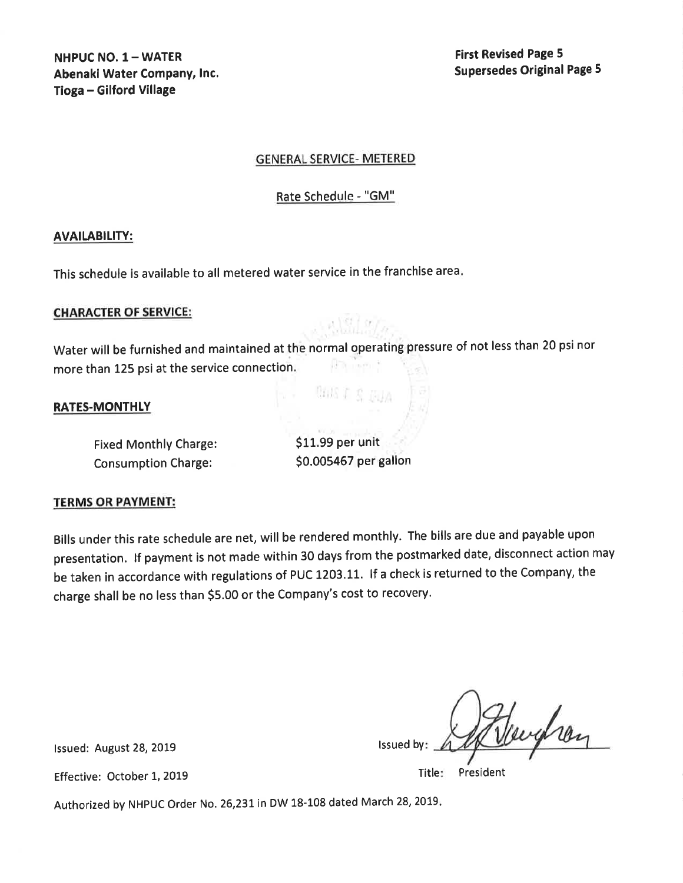**NHPUC NO. 1 – WATER**
**Abenaki Water Company, Inc.**
**Tioga – Gilford Village**

**First Revised Page 5**
**Supersedes Original Page 5**

GENERAL SERVICE- METERED

Rate Schedule - "GM"

**AVAILABILITY:**

This schedule is available to all metered water service in the franchise area.

**CHARACTER OF SERVICE:**

Water will be furnished and maintained at the normal operating pressure of not less than 20 psi nor more than 125 psi at the service connection.

**RATES-MONTHLY**

| | |
|---|---|
| Fixed Monthly Charge: | $11.99 per unit |
| Consumption Charge: | $0.005467 per gallon |

**TERMS OR PAYMENT:**

Bills under this rate schedule are net, will be rendered monthly. The bills are due and payable upon presentation. If payment is not made within 30 days from the postmarked date, disconnect action may be taken in accordance with regulations of PUC 1203.11. If a check is returned to the Company, the charge shall be no less than $5.00 or the Company's cost to recovery.

Issued: August 28, 2019

Issued by: 

Effective: October 1, 2019

Title: President

Authorized by NHPUC Order No. 26,231 in DW 18-108 dated March 28, 2019.